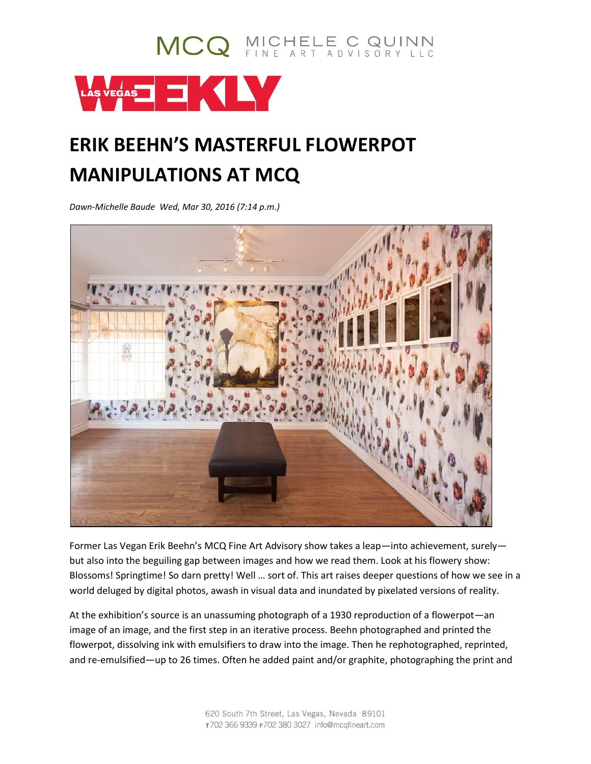MCQ MICHELE C QUINN FINE ART ADVISORY LLC

LAS VEGAS WEEKLY

# ERIK BEEHN'S MASTERFUL FLOWERPOT MANIPULATIONS AT MCQ

*Dawn-Michelle Baude Wed, Mar 30, 2016 (7:14 p.m.)*

Former Las Vegan Erik Beehn's MCQ Fine Art Advisory show takes a leap—into achievement, surely—but also into the beguiling gap between images and how we read them. Look at his flowery show: Blossoms! Springtime! So darn pretty! Well … sort of. This art raises deeper questions of how we see in a world deluged by digital photos, awash in visual data and inundated by pixelated versions of reality.

At the exhibition's source is an unassuming photograph of a 1930 reproduction of a flowerpot—an image of an image, and the first step in an iterative process. Beehn photographed and printed the flowerpot, dissolving ink with emulsifiers to draw into the image. Then he rephotographed, reprinted, and re-emulsified—up to 26 times. Often he added paint and/or graphite, photographing the print and

620 South 7th Street, Las Vegas, Nevada 89101
T 702 366 9339 F 702 380 3027 info@mcqfineart.com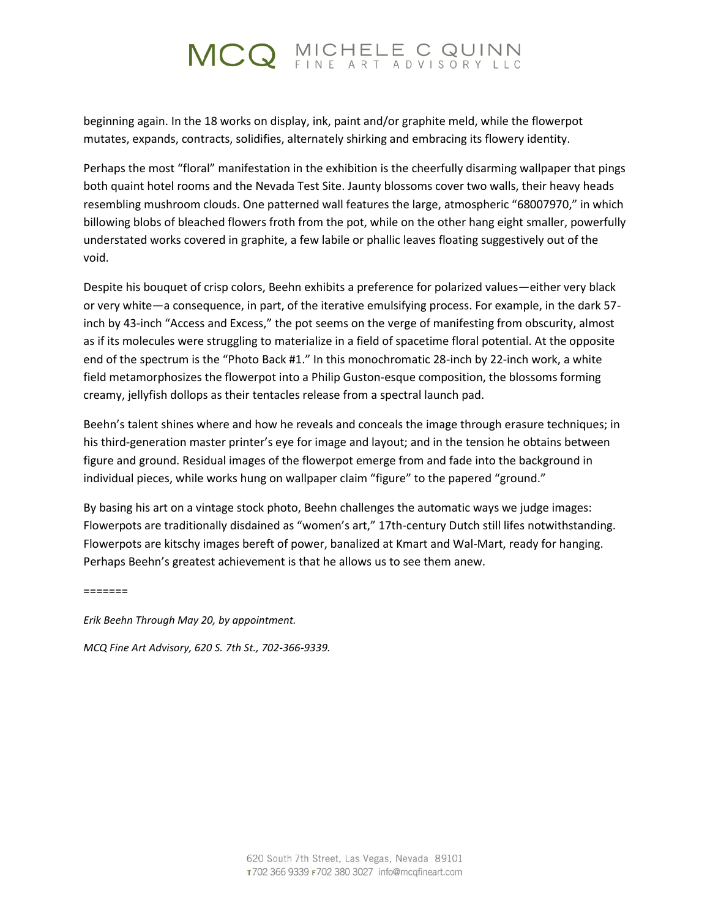beginning again. In the 18 works on display, ink, paint and/or graphite meld, while the flowerpot mutates, expands, contracts, solidifies, alternately shirking and embracing its flowery identity.

Perhaps the most "floral" manifestation in the exhibition is the cheerfully disarming wallpaper that pings both quaint hotel rooms and the Nevada Test Site. Jaunty blossoms cover two walls, their heavy heads resembling mushroom clouds. One patterned wall features the large, atmospheric "68007970," in which billowing blobs of bleached flowers froth from the pot, while on the other hang eight smaller, powerfully understated works covered in graphite, a few labile or phallic leaves floating suggestively out of the void.

Despite his bouquet of crisp colors, Beehn exhibits a preference for polarized values—either very black or very white—a consequence, in part, of the iterative emulsifying process. For example, in the dark 57-inch by 43-inch "Access and Excess," the pot seems on the verge of manifesting from obscurity, almost as if its molecules were struggling to materialize in a field of spacetime floral potential. At the opposite end of the spectrum is the "Photo Back #1." In this monochromatic 28-inch by 22-inch work, a white field metamorphosizes the flowerpot into a Philip Guston-esque composition, the blossoms forming creamy, jellyfish dollops as their tentacles release from a spectral launch pad.

Beehn's talent shines where and how he reveals and conceals the image through erasure techniques; in his third-generation master printer's eye for image and layout; and in the tension he obtains between figure and ground. Residual images of the flowerpot emerge from and fade into the background in individual pieces, while works hung on wallpaper claim "figure" to the papered "ground."

By basing his art on a vintage stock photo, Beehn challenges the automatic ways we judge images: Flowerpots are traditionally disdained as "women's art," 17th-century Dutch still lifes notwithstanding. Flowerpots are kitschy images bereft of power, banalized at Kmart and Wal-Mart, ready for hanging. Perhaps Beehn's greatest achievement is that he allows us to see them anew.

=======

*Erik Beehn Through May 20, by appointment.*

*MCQ Fine Art Advisory, 620 S. 7th St., 702-366-9339.*